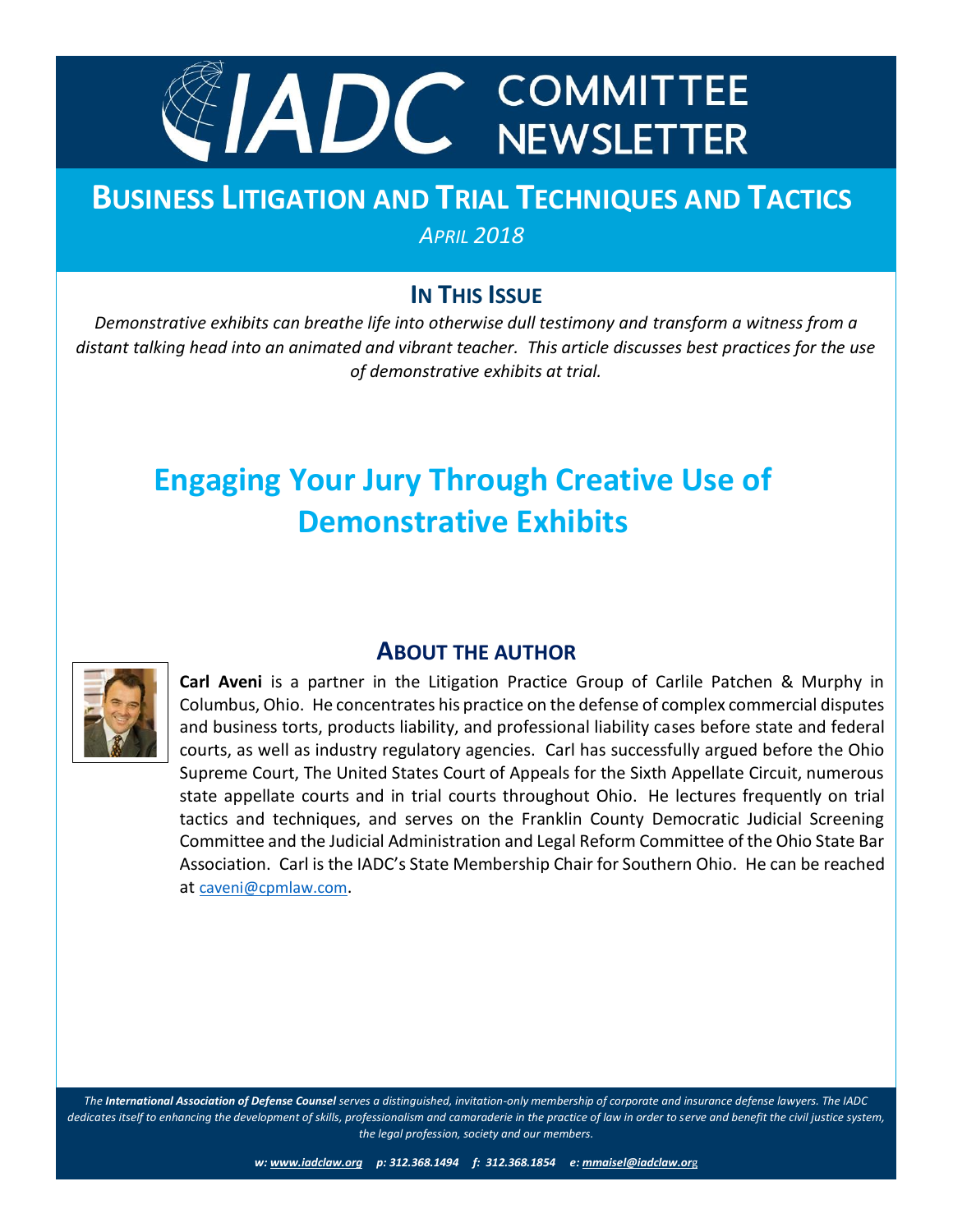# IADC COMMITTEE NEWSLETTER

## BUSINESS LITIGATION AND TRIAL TECHNIQUES AND TACTICS

*APRIL 2018*

### IN THIS ISSUE

*Demonstrative exhibits can breathe life into otherwise dull testimony and transform a witness from a distant talking head into an animated and vibrant teacher. This article discusses best practices for the use of demonstrative exhibits at trial.*

# Engaging Your Jury Through Creative Use of Demonstrative Exhibits

### ABOUT THE AUTHOR

**Carl Aveni** is a partner in the Litigation Practice Group of Carlile Patchen & Murphy in Columbus, Ohio. He concentrates his practice on the defense of complex commercial disputes and business torts, products liability, and professional liability cases before state and federal courts, as well as industry regulatory agencies. Carl has successfully argued before the Ohio Supreme Court, The United States Court of Appeals for the Sixth Appellate Circuit, numerous state appellate courts and in trial courts throughout Ohio. He lectures frequently on trial tactics and techniques, and serves on the Franklin County Democratic Judicial Screening Committee and the Judicial Administration and Legal Reform Committee of the Ohio State Bar Association. Carl is the IADC's State Membership Chair for Southern Ohio. He can be reached at caveni@cpmlaw.com.

*The **International Association of Defense Counsel** serves a distinguished, invitation-only membership of corporate and insurance defense lawyers. The IADC dedicates itself to enhancing the development of skills, professionalism and camaraderie in the practice of law in order to serve and benefit the civil justice system, the legal profession, society and our members.*

***w: www.iadclaw.org p: 312.368.1494 f: 312.368.1854 e: mmaisel@iadclaw.org***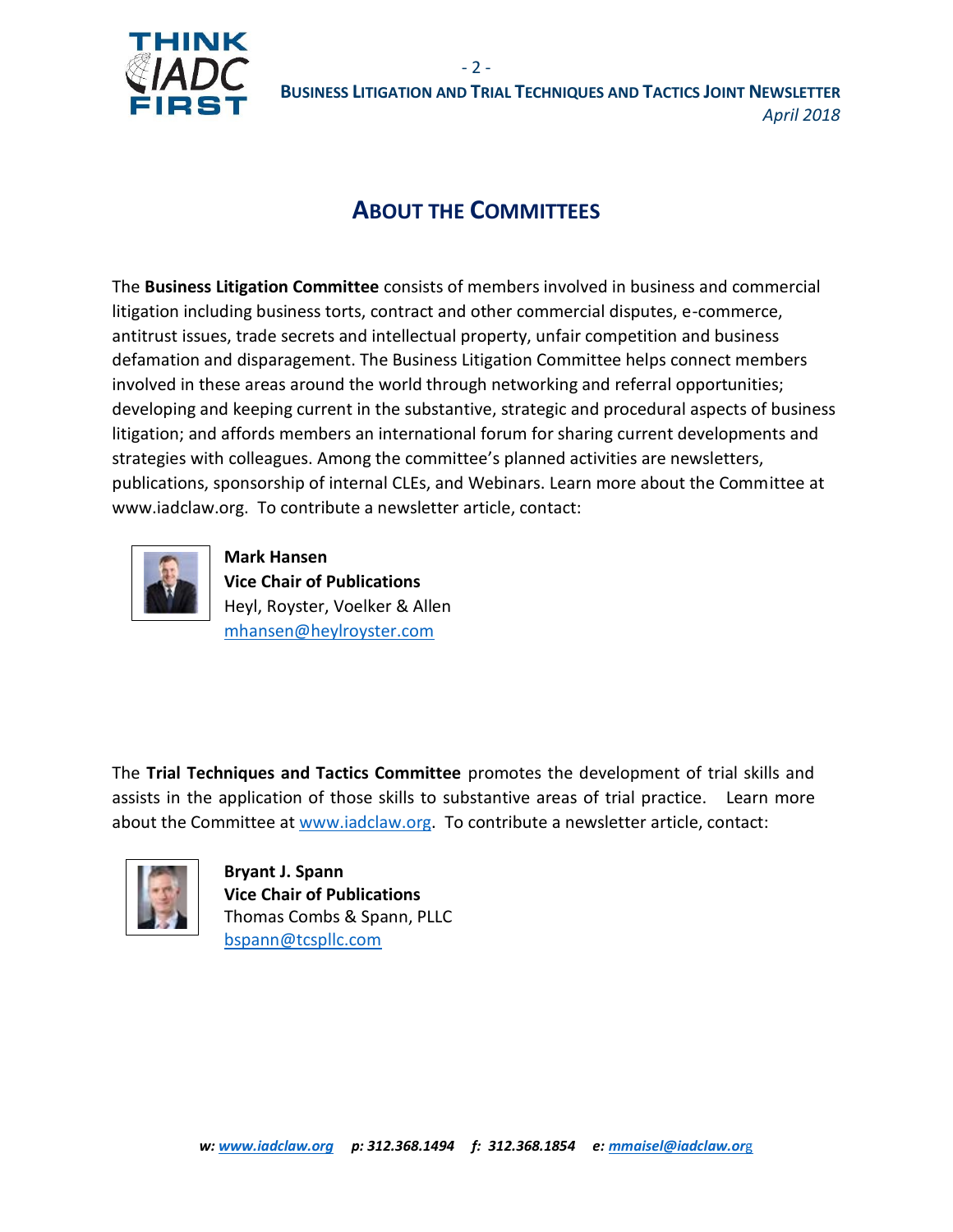## About the Committees

The **Business Litigation Committee** consists of members involved in business and commercial litigation including business torts, contract and other commercial disputes, e-commerce, antitrust issues, trade secrets and intellectual property, unfair competition and business defamation and disparagement. The Business Litigation Committee helps connect members involved in these areas around the world through networking and referral opportunities; developing and keeping current in the substantive, strategic and procedural aspects of business litigation; and affords members an international forum for sharing current developments and strategies with colleagues. Among the committee's planned activities are newsletters, publications, sponsorship of internal CLEs, and Webinars. Learn more about the Committee at www.iadclaw.org. To contribute a newsletter article, contact:

**Mark Hansen**
**Vice Chair of Publications**
Heyl, Royster, Voelker & Allen
mhansen@heylroyster.com

The **Trial Techniques and Tactics Committee** promotes the development of trial skills and assists in the application of those skills to substantive areas of trial practice. Learn more about the Committee at www.iadclaw.org. To contribute a newsletter article, contact:

**Bryant J. Spann**
**Vice Chair of Publications**
Thomas Combs & Spann, PLLC
bspann@tcspllc.com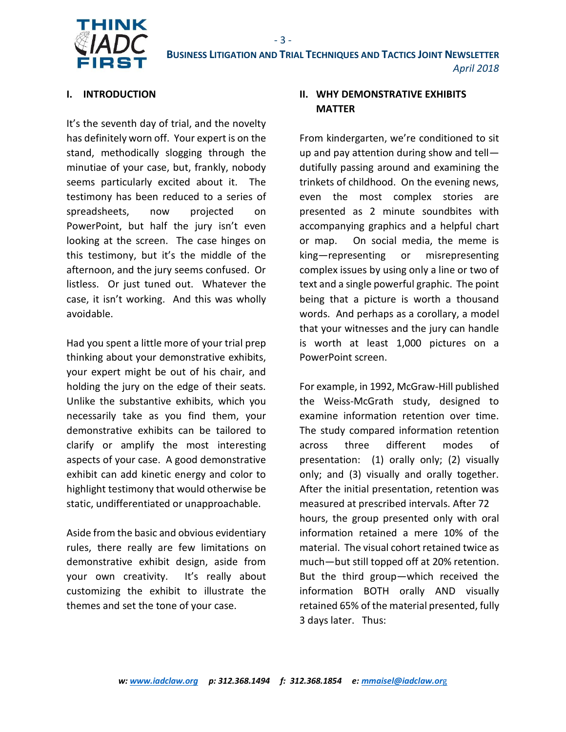## I. INTRODUCTION

It's the seventh day of trial, and the novelty has definitely worn off. Your expert is on the stand, methodically slogging through the minutiae of your case, but, frankly, nobody seems particularly excited about it. The testimony has been reduced to a series of spreadsheets, now projected on PowerPoint, but half the jury isn't even looking at the screen. The case hinges on this testimony, but it's the middle of the afternoon, and the jury seems confused. Or listless. Or just tuned out. Whatever the case, it isn't working. And this was wholly avoidable.

Had you spent a little more of your trial prep thinking about your demonstrative exhibits, your expert might be out of his chair, and holding the jury on the edge of their seats. Unlike the substantive exhibits, which you necessarily take as you find them, your demonstrative exhibits can be tailored to clarify or amplify the most interesting aspects of your case. A good demonstrative exhibit can add kinetic energy and color to highlight testimony that would otherwise be static, undifferentiated or unapproachable.

Aside from the basic and obvious evidentiary rules, there really are few limitations on demonstrative exhibit design, aside from your own creativity. It's really about customizing the exhibit to illustrate the themes and set the tone of your case.

## II. WHY DEMONSTRATIVE EXHIBITS MATTER

From kindergarten, we're conditioned to sit up and pay attention during show and tell—dutifully passing around and examining the trinkets of childhood. On the evening news, even the most complex stories are presented as 2 minute soundbites with accompanying graphics and a helpful chart or map. On social media, the meme is king—representing or misrepresenting complex issues by using only a line or two of text and a single powerful graphic. The point being that a picture is worth a thousand words. And perhaps as a corollary, a model that your witnesses and the jury can handle is worth at least 1,000 pictures on a PowerPoint screen.

For example, in 1992, McGraw-Hill published the Weiss-McGrath study, designed to examine information retention over time. The study compared information retention across three different modes of presentation: (1) orally only; (2) visually only; and (3) visually and orally together. After the initial presentation, retention was measured at prescribed intervals. After 72 hours, the group presented only with oral information retained a mere 10% of the material. The visual cohort retained twice as much—but still topped off at 20% retention. But the third group—which received the information BOTH orally AND visually retained 65% of the material presented, fully 3 days later. Thus: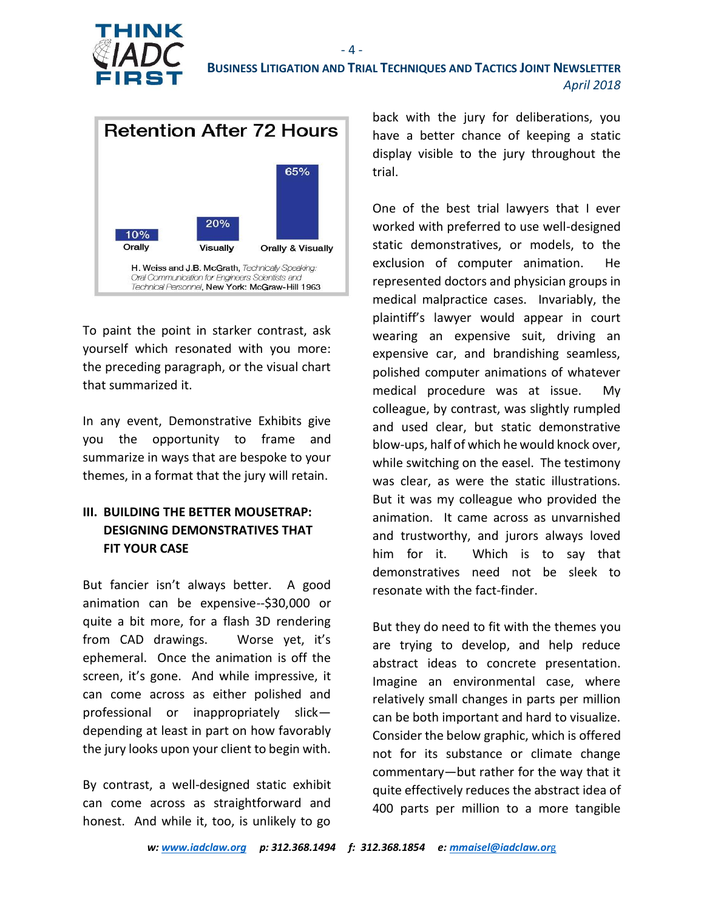**Retention After 72 Hours**

| Orally | Visually | Orally & Visually |
| --- | --- | --- |
| 10% | 20% | 65% |

H. Weiss and J.B. McGrath, *Technically Speaking: Oral Communication for Engineers Scientists and Technical Personnel*, New York: McGraw-Hill 1963

To paint the point in starker contrast, ask yourself which resonated with you more: the preceding paragraph, or the visual chart that summarized it.

In any event, Demonstrative Exhibits give you the opportunity to frame and summarize in ways that are bespoke to your themes, in a format that the jury will retain.

## III. BUILDING THE BETTER MOUSETRAP: DESIGNING DEMONSTRATIVES THAT FIT YOUR CASE

But fancier isn't always better. A good animation can be expensive--$30,000 or quite a bit more, for a flash 3D rendering from CAD drawings. Worse yet, it's ephemeral. Once the animation is off the screen, it's gone. And while impressive, it can come across as either polished and professional or inappropriately slick—depending at least in part on how favorably the jury looks upon your client to begin with.

By contrast, a well-designed static exhibit can come across as straightforward and honest. And while it, too, is unlikely to go back with the jury for deliberations, you have a better chance of keeping a static display visible to the jury throughout the trial.

One of the best trial lawyers that I ever worked with preferred to use well-designed static demonstratives, or models, to the exclusion of computer animation. He represented doctors and physician groups in medical malpractice cases. Invariably, the plaintiff's lawyer would appear in court wearing an expensive suit, driving an expensive car, and brandishing seamless, polished computer animations of whatever medical procedure was at issue. My colleague, by contrast, was slightly rumpled and used clear, but static demonstrative blow-ups, half of which he would knock over, while switching on the easel. The testimony was clear, as were the static illustrations. But it was my colleague who provided the animation. It came across as unvarnished and trustworthy, and jurors always loved him for it. Which is to say that demonstratives need not be sleek to resonate with the fact-finder.

But they do need to fit with the themes you are trying to develop, and help reduce abstract ideas to concrete presentation. Imagine an environmental case, where relatively small changes in parts per million can be both important and hard to visualize. Consider the below graphic, which is offered not for its substance or climate change commentary—but rather for the way that it quite effectively reduces the abstract idea of 400 parts per million to a more tangible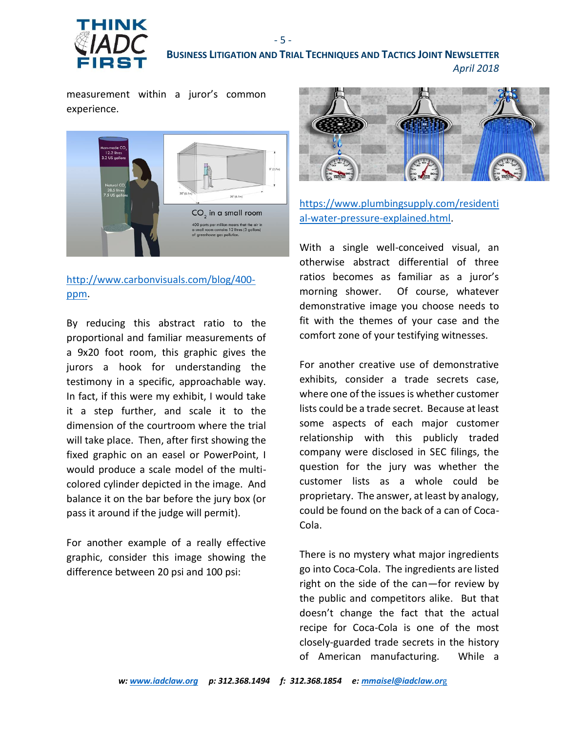measurement within a juror's common experience.

http://www.carbonvisuals.com/blog/400-ppm.

By reducing this abstract ratio to the proportional and familiar measurements of a 9x20 foot room, this graphic gives the jurors a hook for understanding the testimony in a specific, approachable way. In fact, if this were my exhibit, I would take it a step further, and scale it to the dimension of the courtroom where the trial will take place. Then, after first showing the fixed graphic on an easel or PowerPoint, I would produce a scale model of the multi-colored cylinder depicted in the image. And balance it on the bar before the jury box (or pass it around if the judge will permit).

For another example of a really effective graphic, consider this image showing the difference between 20 psi and 100 psi:

https://www.plumbingsupply.com/residential-water-pressure-explained.html.

With a single well-conceived visual, an otherwise abstract differential of three ratios becomes as familiar as a juror's morning shower. Of course, whatever demonstrative image you choose needs to fit with the themes of your case and the comfort zone of your testifying witnesses.

For another creative use of demonstrative exhibits, consider a trade secrets case, where one of the issues is whether customer lists could be a trade secret. Because at least some aspects of each major customer relationship with this publicly traded company were disclosed in SEC filings, the question for the jury was whether the customer lists as a whole could be proprietary. The answer, at least by analogy, could be found on the back of a can of Coca-Cola.

There is no mystery what major ingredients go into Coca-Cola. The ingredients are listed right on the side of the can—for review by the public and competitors alike. But that doesn't change the fact that the actual recipe for Coca-Cola is one of the most closely-guarded trade secrets in the history of American manufacturing. While a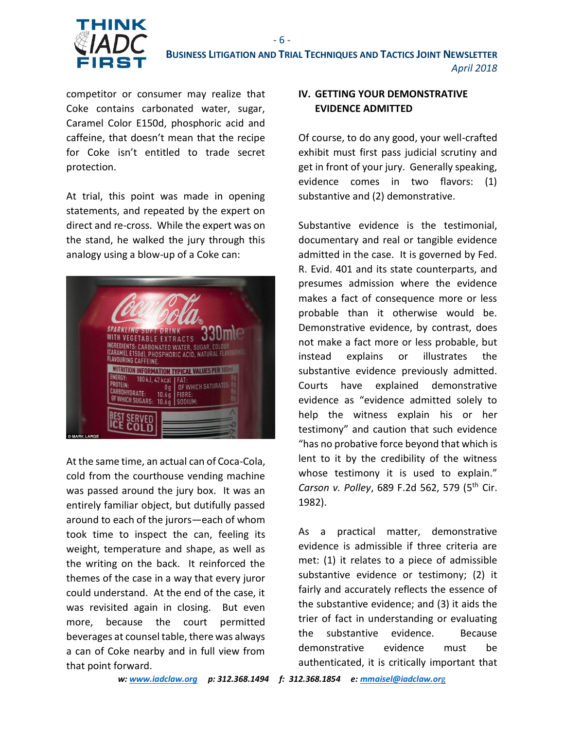competitor or consumer may realize that Coke contains carbonated water, sugar, Caramel Color E150d, phosphoric acid and caffeine, that doesn't mean that the recipe for Coke isn't entitled to trade secret protection.

At trial, this point was made in opening statements, and repeated by the expert on direct and re-cross. While the expert was on the stand, he walked the jury through this analogy using a blow-up of a Coke can:

At the same time, an actual can of Coca-Cola, cold from the courthouse vending machine was passed around the jury box. It was an entirely familiar object, but dutifully passed around to each of the jurors—each of whom took time to inspect the can, feeling its weight, temperature and shape, as well as the writing on the back. It reinforced the themes of the case in a way that every juror could understand. At the end of the case, it was revisited again in closing. But even more, because the court permitted beverages at counsel table, there was always a can of Coke nearby and in full view from that point forward.

## IV. GETTING YOUR DEMONSTRATIVE EVIDENCE ADMITTED

Of course, to do any good, your well-crafted exhibit must first pass judicial scrutiny and get in front of your jury. Generally speaking, evidence comes in two flavors: (1) substantive and (2) demonstrative.

Substantive evidence is the testimonial, documentary and real or tangible evidence admitted in the case. It is governed by Fed. R. Evid. 401 and its state counterparts, and presumes admission where the evidence makes a fact of consequence more or less probable than it otherwise would be. Demonstrative evidence, by contrast, does not make a fact more or less probable, but instead explains or illustrates the substantive evidence previously admitted. Courts have explained demonstrative evidence as "evidence admitted solely to help the witness explain his or her testimony" and caution that such evidence "has no probative force beyond that which is lent to it by the credibility of the witness whose testimony it is used to explain." *Carson v. Polley*, 689 F.2d 562, 579 (5th Cir. 1982).

As a practical matter, demonstrative evidence is admissible if three criteria are met: (1) it relates to a piece of admissible substantive evidence or testimony; (2) it fairly and accurately reflects the essence of the substantive evidence; and (3) it aids the trier of fact in understanding or evaluating the substantive evidence. Because demonstrative evidence must be authenticated, it is critically important that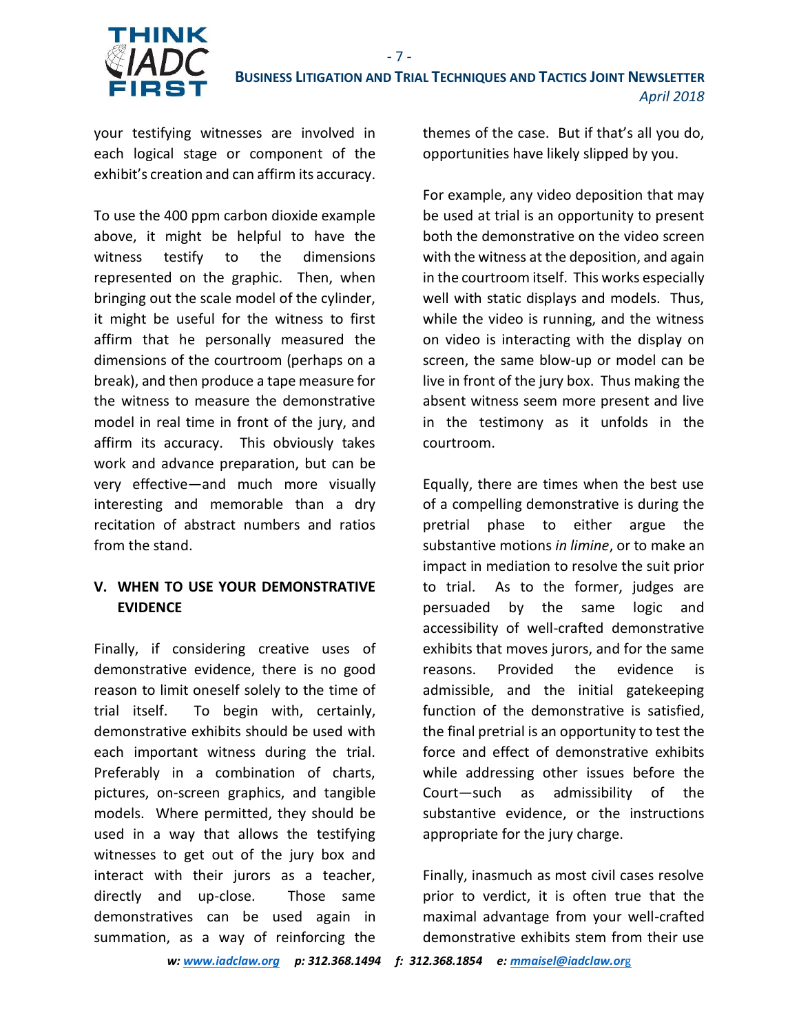your testifying witnesses are involved in each logical stage or component of the exhibit's creation and can affirm its accuracy.

To use the 400 ppm carbon dioxide example above, it might be helpful to have the witness testify to the dimensions represented on the graphic. Then, when bringing out the scale model of the cylinder, it might be useful for the witness to first affirm that he personally measured the dimensions of the courtroom (perhaps on a break), and then produce a tape measure for the witness to measure the demonstrative model in real time in front of the jury, and affirm its accuracy. This obviously takes work and advance preparation, but can be very effective—and much more visually interesting and memorable than a dry recitation of abstract numbers and ratios from the stand.

## V. WHEN TO USE YOUR DEMONSTRATIVE EVIDENCE

Finally, if considering creative uses of demonstrative evidence, there is no good reason to limit oneself solely to the time of trial itself. To begin with, certainly, demonstrative exhibits should be used with each important witness during the trial. Preferably in a combination of charts, pictures, on-screen graphics, and tangible models. Where permitted, they should be used in a way that allows the testifying witnesses to get out of the jury box and interact with their jurors as a teacher, directly and up-close. Those same demonstratives can be used again in summation, as a way of reinforcing the themes of the case. But if that's all you do, opportunities have likely slipped by you.

For example, any video deposition that may be used at trial is an opportunity to present both the demonstrative on the video screen with the witness at the deposition, and again in the courtroom itself. This works especially well with static displays and models. Thus, while the video is running, and the witness on video is interacting with the display on screen, the same blow-up or model can be live in front of the jury box. Thus making the absent witness seem more present and live in the testimony as it unfolds in the courtroom.

Equally, there are times when the best use of a compelling demonstrative is during the pretrial phase to either argue the substantive motions *in limine*, or to make an impact in mediation to resolve the suit prior to trial. As to the former, judges are persuaded by the same logic and accessibility of well-crafted demonstrative exhibits that moves jurors, and for the same reasons. Provided the evidence is admissible, and the initial gatekeeping function of the demonstrative is satisfied, the final pretrial is an opportunity to test the force and effect of demonstrative exhibits while addressing other issues before the Court—such as admissibility of the substantive evidence, or the instructions appropriate for the jury charge.

Finally, inasmuch as most civil cases resolve prior to verdict, it is often true that the maximal advantage from your well-crafted demonstrative exhibits stem from their use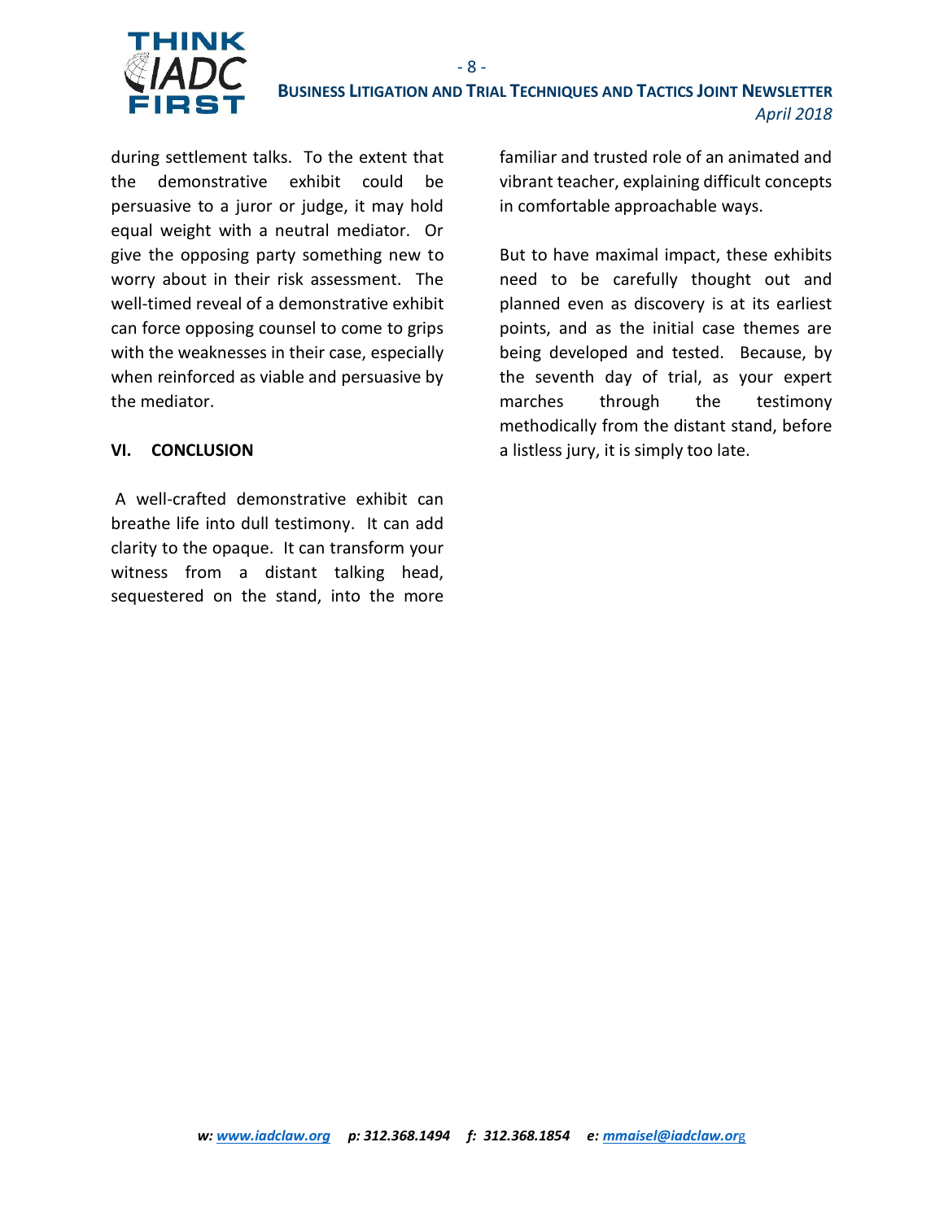during settlement talks. To the extent that the demonstrative exhibit could be persuasive to a juror or judge, it may hold equal weight with a neutral mediator. Or give the opposing party something new to worry about in their risk assessment. The well-timed reveal of a demonstrative exhibit can force opposing counsel to come to grips with the weaknesses in their case, especially when reinforced as viable and persuasive by the mediator.

## VI. CONCLUSION

A well-crafted demonstrative exhibit can breathe life into dull testimony. It can add clarity to the opaque. It can transform your witness from a distant talking head, sequestered on the stand, into the more familiar and trusted role of an animated and vibrant teacher, explaining difficult concepts in comfortable approachable ways.

But to have maximal impact, these exhibits need to be carefully thought out and planned even as discovery is at its earliest points, and as the initial case themes are being developed and tested. Because, by the seventh day of trial, as your expert marches through the testimony methodically from the distant stand, before a listless jury, it is simply too late.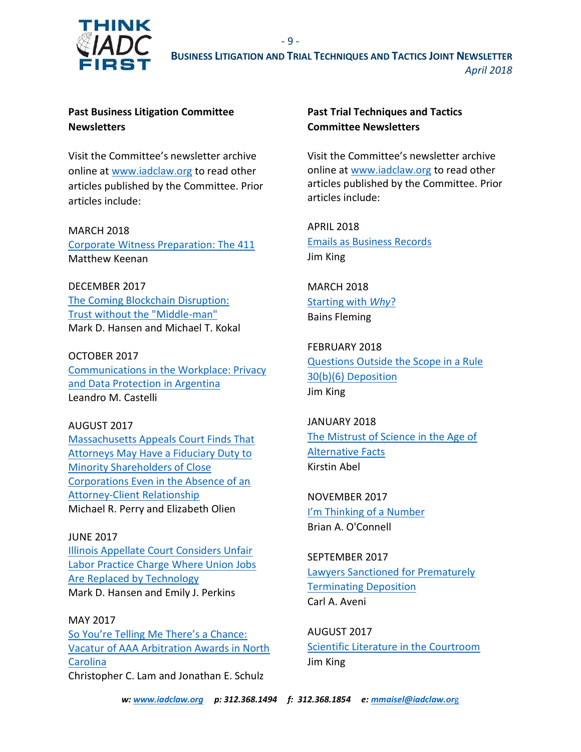**Past Business Litigation Committee Newsletters**

Visit the Committee's newsletter archive online at www.iadclaw.org to read other articles published by the Committee. Prior articles include:

MARCH 2018
Corporate Witness Preparation: The 411
Matthew Keenan

DECEMBER 2017
The Coming Blockchain Disruption: Trust without the "Middle-man"
Mark D. Hansen and Michael T. Kokal

OCTOBER 2017
Communications in the Workplace: Privacy and Data Protection in Argentina
Leandro M. Castelli

AUGUST 2017
Massachusetts Appeals Court Finds That Attorneys May Have a Fiduciary Duty to Minority Shareholders of Close Corporations Even in the Absence of an Attorney-Client Relationship
Michael R. Perry and Elizabeth Olien

JUNE 2017
Illinois Appellate Court Considers Unfair Labor Practice Charge Where Union Jobs Are Replaced by Technology
Mark D. Hansen and Emily J. Perkins

MAY 2017
So You're Telling Me There's a Chance: Vacatur of AAA Arbitration Awards in North Carolina
Christopher C. Lam and Jonathan E. Schulz

**Past Trial Techniques and Tactics Committee Newsletters**

Visit the Committee's newsletter archive online at www.iadclaw.org to read other articles published by the Committee. Prior articles include:

APRIL 2018
Emails as Business Records
Jim King

MARCH 2018
Starting with *Why*?
Bains Fleming

FEBRUARY 2018
Questions Outside the Scope in a Rule 30(b)(6) Deposition
Jim King

JANUARY 2018
The Mistrust of Science in the Age of Alternative Facts
Kirstin Abel

NOVEMBER 2017
I'm Thinking of a Number
Brian A. O'Connell

SEPTEMBER 2017
Lawyers Sanctioned for Prematurely Terminating Deposition
Carl A. Aveni

AUGUST 2017
Scientific Literature in the Courtroom
Jim King